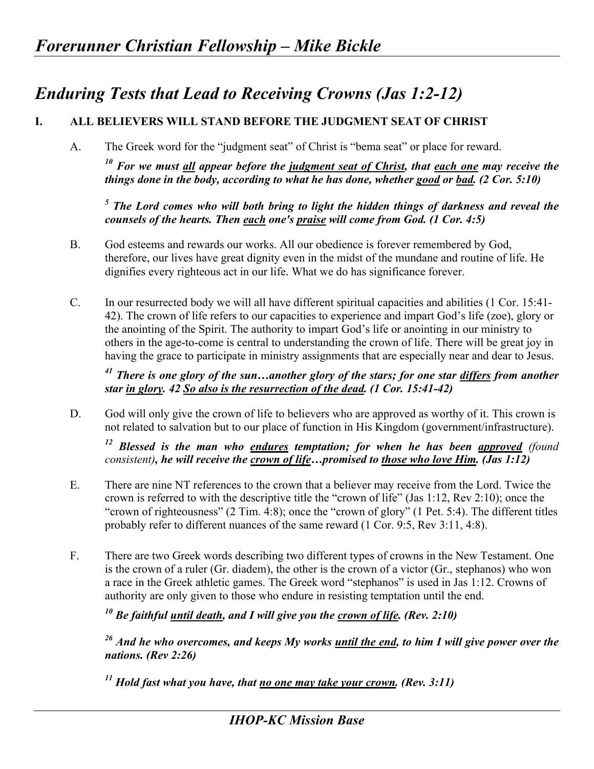# *Enduring Tests that Lead to Receiving Crowns (Jas 1:2-12)*

## I. ALL BELIEVERS WILL STAND BEFORE THE JUDGMENT SEAT OF CHRIST

A. The Greek word for the "judgment seat" of Christ is "bema seat" or place for reward.

> ***[10] For we must <u>all</u> appear before the <u>judgment seat of Christ</u>, that <u>each one</u> may receive the things done in the body, according to what he has done, whether <u>good</u> or <u>bad</u>. (2 Cor. 5:10)***

> ***[5] The Lord comes who will both bring to light the hidden things of darkness and reveal the counsels of the hearts. Then <u>each</u> one's <u>praise</u> will come from God. (1 Cor. 4:5)***

B. God esteems and rewards our works. All our obedience is forever remembered by God, therefore, our lives have great dignity even in the midst of the mundane and routine of life. He dignifies every righteous act in our life. What we do has significance forever.

C. In our resurrected body we will all have different spiritual capacities and abilities (1 Cor. 15:41-42). The crown of life refers to our capacities to experience and impart God's life (zoe), glory or the anointing of the Spirit. The authority to impart God's life or anointing in our ministry to others in the age-to-come is central to understanding the crown of life. There will be great joy in having the grace to participate in ministry assignments that are especially near and dear to Jesus.

> ***[41] There is one glory of the sun…another glory of the stars; for one star <u>differs</u> from another star <u>in glory</u>. 42 <u>So also is the resurrection of the dead</u>. (1 Cor. 15:41-42)***

D. God will only give the crown of life to believers who are approved as worthy of it. This crown is not related to salvation but to our place of function in His Kingdom (government/infrastructure).

> ***[12] Blessed is the man who <u>endures</u> temptation; for when he has been <u>approved</u>*** *(found consistent)**, he will receive the <u>crown of life</u>…promised to <u>those who love Him</u>. (Jas 1:12)***

E. There are nine NT references to the crown that a believer may receive from the Lord. Twice the crown is referred to with the descriptive title the "crown of life" (Jas 1:12, Rev 2:10); once the "crown of righteousness" (2 Tim. 4:8); once the "crown of glory" (1 Pet. 5:4). The different titles probably refer to different nuances of the same reward (1 Cor. 9:5, Rev 3:11, 4:8).

F. There are two Greek words describing two different types of crowns in the New Testament. One is the crown of a ruler (Gr. diadem), the other is the crown of a victor (Gr., stephanos) who won a race in the Greek athletic games. The Greek word "stephanos" is used in Jas 1:12. Crowns of authority are only given to those who endure in resisting temptation until the end.

> ***[10] Be faithful <u>until death</u>, and I will give you the <u>crown of life</u>. (Rev. 2:10)***

> ***[26] And he who overcomes, and keeps My works <u>until the end</u>, to him I will give power over the nations. (Rev 2:26)***

> ***[11] Hold fast what you have, that <u>no one may take your crown</u>. (Rev. 3:11)***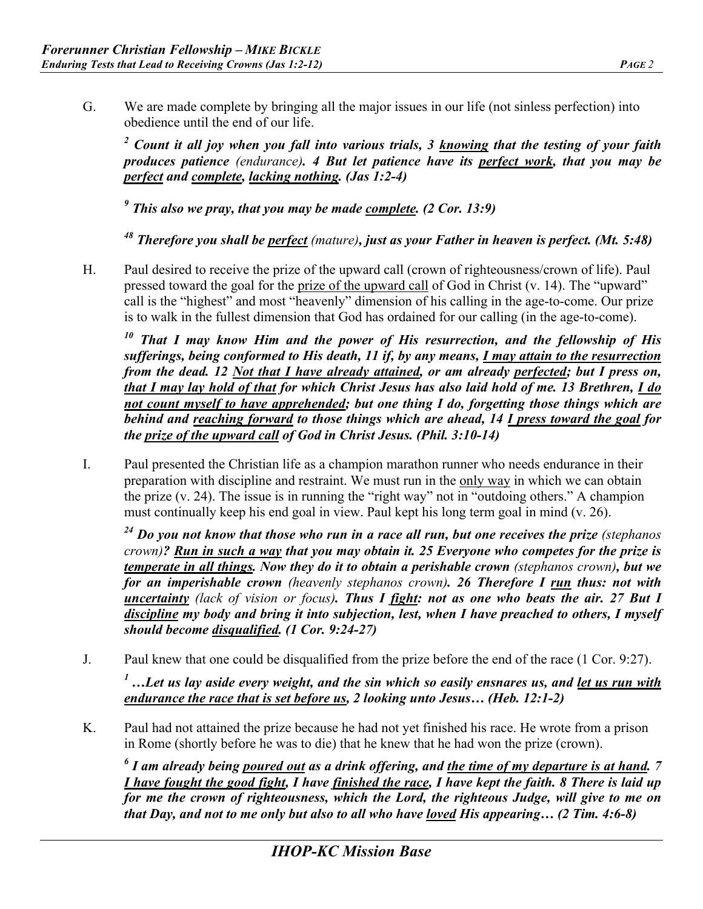G. We are made complete by bringing all the major issues in our life (not sinless perfection) into obedience until the end of our life.

> ***[2] Count it all joy when you fall into various trials, 3 <u>knowing</u> that the testing of your faith produces patience** (endurance)**. 4 But let patience have its <u>perfect work</u>, that you may be <u>perfect</u> and <u>complete</u>, <u>lacking nothing</u>. (Jas 1:2-4)***

> ***[9] This also we pray, that you may be made <u>complete</u>. (2 Cor. 13:9)***

> ***[48] Therefore you shall be <u>perfect</u>** (mature)**, just as your Father in heaven is perfect. (Mt. 5:48)***

H. Paul desired to receive the prize of the upward call (crown of righteousness/crown of life). Paul pressed toward the goal for the <u>prize of the upward call</u> of God in Christ (v. 14). The "upward" call is the "highest" and most "heavenly" dimension of his calling in the age-to-come. Our prize is to walk in the fullest dimension that God has ordained for our calling (in the age-to-come).

> ***[10] That I may know Him and the power of His resurrection, and the fellowship of His sufferings, being conformed to His death, 11 if, by any means, <u>I may attain to the resurrection</u> from the dead. 12 <u>Not that I have already attained</u>, or am already <u>perfected</u>; but I press on, <u>that I may lay hold of that</u> for which Christ Jesus has also laid hold of me. 13 Brethren, <u>I do not count myself to have apprehended</u>; but one thing I do, forgetting those things which are behind and <u>reaching forward</u> to those things which are ahead, 14 <u>I press toward the goal</u> for the <u>prize of the upward call</u> of God in Christ Jesus. (Phil. 3:10-14)***

I. Paul presented the Christian life as a champion marathon runner who needs endurance in their preparation with discipline and restraint. We must run in the <u>only way</u> in which we can obtain the prize (v. 24). The issue is in running the "right way" not in "outdoing others." A champion must continually keep his end goal in view. Paul kept his long term goal in mind (v. 26).

> ***[24] Do you not know that those who run in a race all run, but one receives the prize** (stephanos crown)**? <u>Run in such a way</u> that you may obtain it. 25 Everyone who competes for the prize is <u>temperate in all things</u>. Now they do it to obtain a perishable crown** (stephanos crown)**, but we for an imperishable crown** (heavenly stephanos crown)**. 26 Therefore I <u>run</u> thus: not with <u>uncertainty</u>** (lack of vision or focus)**. Thus I <u>fight</u>: not as one who beats the air. 27 But I <u>discipline</u> my body and bring it into subjection, lest, when I have preached to others, I myself should become <u>disqualified</u>. (1 Cor. 9:24-27)***

J. Paul knew that one could be disqualified from the prize before the end of the race (1 Cor. 9:27).

> ***[1] …Let us lay aside every weight, and the sin which so easily ensnares us, and <u>let us run with endurance the race that is set before us</u>, 2 looking unto Jesus… (Heb. 12:1-2)***

K. Paul had not attained the prize because he had not yet finished his race. He wrote from a prison in Rome (shortly before he was to die) that he knew that he had won the prize (crown).

> ***[6] I am already being <u>poured out</u> as a drink offering, and <u>the time of my departure is at hand</u>. 7 <u>I have fought the good fight</u>, I have <u>finished the race</u>, I have kept the faith. 8 There is laid up for me the crown of righteousness, which the Lord, the righteous Judge, will give to me on that Day, and not to me only but also to all who have <u>loved</u> His appearing… (2 Tim. 4:6-8)***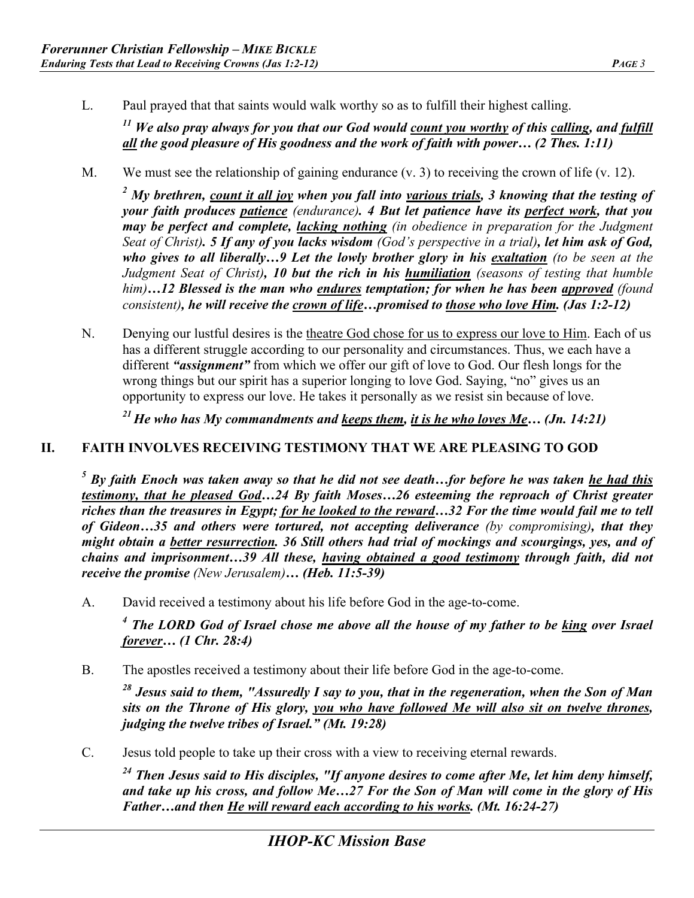L. Paul prayed that that saints would walk worthy so as to fulfill their highest calling.

***[11] We also pray always for you that our God would <u>count you worthy</u> of this <u>calling</u>, and <u>fulfill all</u> the good pleasure of His goodness and the work of faith with power… (2 Thes. 1:11)***

M. We must see the relationship of gaining endurance (v. 3) to receiving the crown of life (v. 12).

***[2] My brethren, <u>count it all joy</u> when you fall into <u>various trials</u>, 3 knowing that the testing of your faith produces <u>patience</u>*** *(endurance)**. 4 But let patience have its <u>perfect work</u>, that you may be perfect and complete, <u>lacking nothing</u>*** *(in obedience in preparation for the Judgment Seat of Christ)**. 5 If any of you lacks wisdom*** *(God's perspective in a trial)**, let him ask of God, who gives to all liberally…9 Let the lowly brother glory in his <u>exaltation</u>*** *(to be seen at the Judgment Seat of Christ)**, 10 but the rich in his <u>humiliation</u>*** *(seasons of testing that humble him)**…12 Blessed is the man who <u>endures</u> temptation; for when he has been <u>approved</u>*** *(found consistent)**, he will receive the <u>crown of life</u>…promised to <u>those who love Him</u>. (Jas 1:2-12)***

N. Denying our lustful desires is the <u>theatre God chose for us to express our love to Him</u>. Each of us has a different struggle according to our personality and circumstances. Thus, we each have a different ***"assignment"*** from which we offer our gift of love to God. Our flesh longs for the wrong things but our spirit has a superior longing to love God. Saying, "no" gives us an opportunity to express our love. He takes it personally as we resist sin because of love.

***[21] He who has My commandments and <u>keeps them</u>, <u>it is he who loves Me</u>… (Jn. 14:21)***

## II. FAITH INVOLVES RECEIVING TESTIMONY THAT WE ARE PLEASING TO GOD

***[5] By faith Enoch was taken away so that he did not see death…for before he was taken <u>he had this testimony, that he pleased God</u>…24 By faith Moses…26 esteeming the reproach of Christ greater riches than the treasures in Egypt; <u>for he looked to the reward</u>…32 For the time would fail me to tell of Gideon…35 and others were tortured, not accepting deliverance*** *(by compromising)**, that they might obtain a <u>better resurrection</u>. 36 Still others had trial of mockings and scourgings, yes, and of chains and imprisonment…39 All these, <u>having obtained a good testimony</u> through faith, did not receive the promise*** *(New Jerusalem)**… (Heb. 11:5-39)***

A. David received a testimony about his life before God in the age-to-come.

***[4] The LORD God of Israel chose me above all the house of my father to be <u>king</u> over Israel <u>forever</u>… (1 Chr. 28:4)***

B. The apostles received a testimony about their life before God in the age-to-come.

***[28] Jesus said to them, "Assuredly I say to you, that in the regeneration, when the Son of Man sits on the Throne of His glory, <u>you who have followed Me will also sit on twelve thrones</u>, judging the twelve tribes of Israel." (Mt. 19:28)***

C. Jesus told people to take up their cross with a view to receiving eternal rewards.

***[24] Then Jesus said to His disciples, "If anyone desires to come after Me, let him deny himself, and take up his cross, and follow Me…27 For the Son of Man will come in the glory of His Father…and then <u>He will reward each according to his works</u>. (Mt. 16:24-27)***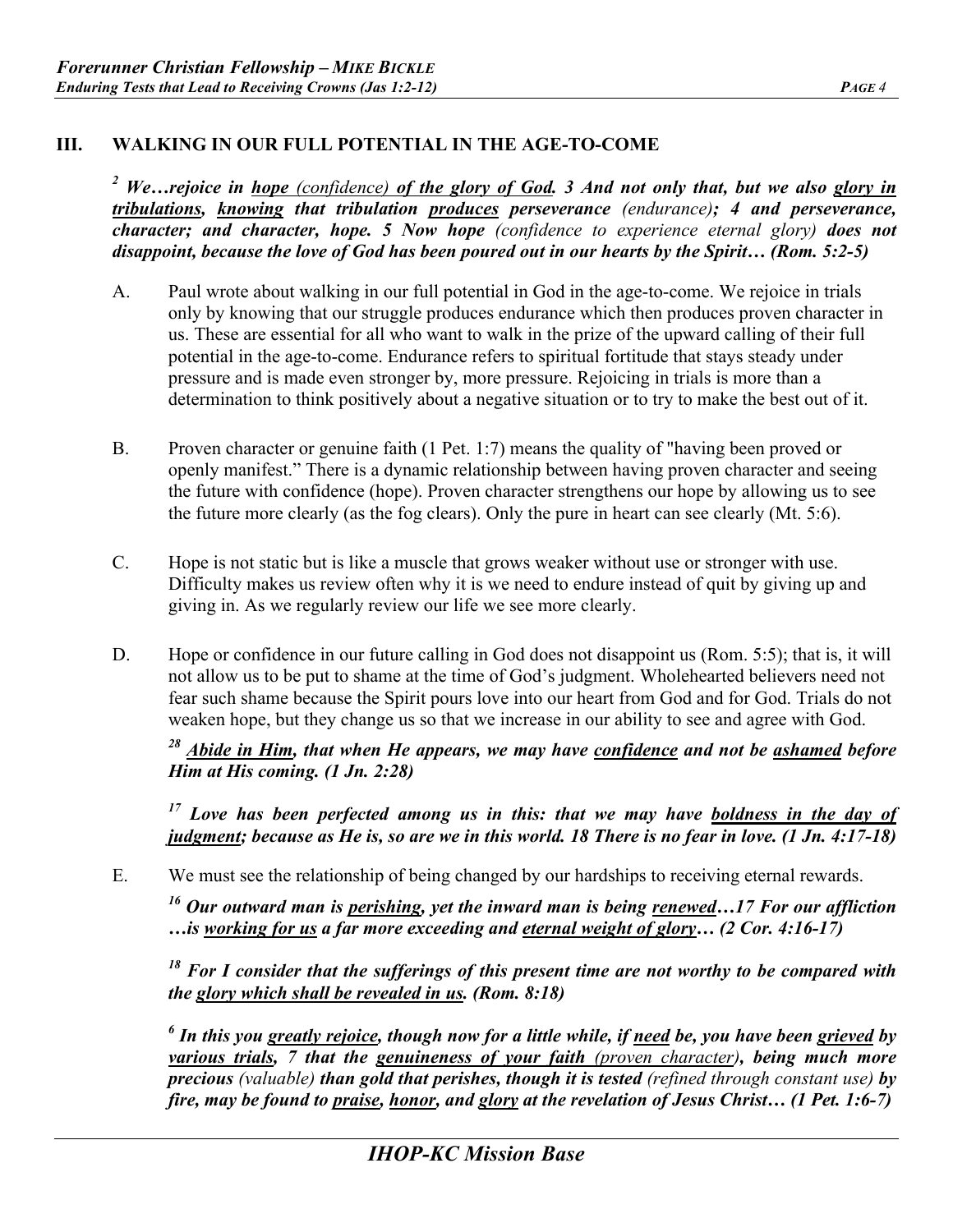## III. WALKING IN OUR FULL POTENTIAL IN THE AGE-TO-COME

***[2] We…rejoice in <u>hope</u>** (confidence) **<u>of the glory of God</u>. 3 And not only that, but we also <u>glory in tribulations</u>, <u>knowing</u> that tribulation <u>produces</u> perseverance** (endurance)**; 4 and perseverance, character; and character, hope. 5 Now hope** (confidence to experience eternal glory) **does not disappoint, because the love of God has been poured out in our hearts by the Spirit… (Rom. 5:2-5)***

A. Paul wrote about walking in our full potential in God in the age-to-come. We rejoice in trials only by knowing that our struggle produces endurance which then produces proven character in us. These are essential for all who want to walk in the prize of the upward calling of their full potential in the age-to-come. Endurance refers to spiritual fortitude that stays steady under pressure and is made even stronger by, more pressure. Rejoicing in trials is more than a determination to think positively about a negative situation or to try to make the best out of it.

B. Proven character or genuine faith (1 Pet. 1:7) means the quality of "having been proved or openly manifest." There is a dynamic relationship between having proven character and seeing the future with confidence (hope). Proven character strengthens our hope by allowing us to see the future more clearly (as the fog clears). Only the pure in heart can see clearly (Mt. 5:6).

C. Hope is not static but is like a muscle that grows weaker without use or stronger with use. Difficulty makes us review often why it is we need to endure instead of quit by giving up and giving in. As we regularly review our life we see more clearly.

D. Hope or confidence in our future calling in God does not disappoint us (Rom. 5:5); that is, it will not allow us to be put to shame at the time of God's judgment. Wholehearted believers need not fear such shame because the Spirit pours love into our heart from God and for God. Trials do not weaken hope, but they change us so that we increase in our ability to see and agree with God.

***[28] <u>Abide in Him</u>, that when He appears, we may have <u>confidence</u> and not be <u>ashamed</u> before Him at His coming. (1 Jn. 2:28)***

***[17] Love has been perfected among us in this: that we may have <u>boldness in the day of judgment</u>; because as He is, so are we in this world. 18 There is no fear in love. (1 Jn. 4:17-18)***

E. We must see the relationship of being changed by our hardships to receiving eternal rewards.

***[16] Our outward man is <u>perishing</u>, yet the inward man is being <u>renewed</u>…17 For our affliction …is <u>working for us</u> a far more exceeding and <u>eternal weight of glory</u>… (2 Cor. 4:16-17)***

***[18] For I consider that the sufferings of this present time are not worthy to be compared with the <u>glory which shall be revealed in us</u>. (Rom. 8:18)***

***[6] In this you <u>greatly rejoice</u>, though now for a little while, if <u>need</u> be, you have been <u>grieved</u> by <u>various trials</u>, 7 that the <u>genuineness of your faith</u>** (proven character)**, being much more precious** (valuable) **than gold that perishes, though it is tested** (refined through constant use) **by fire, may be found to <u>praise</u>, <u>honor</u>, and <u>glory</u> at the revelation of Jesus Christ… (1 Pet. 1:6-7)***